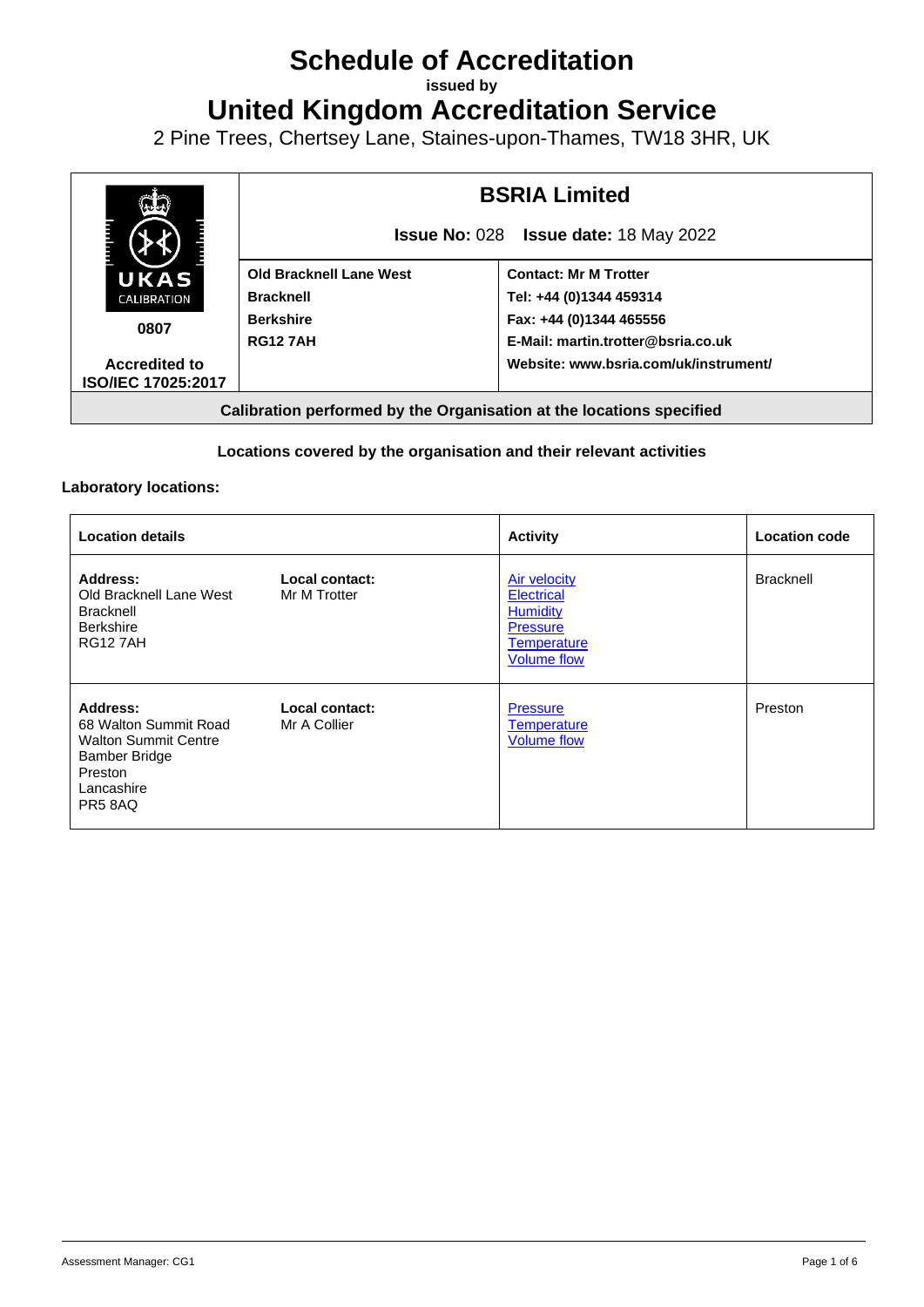# Schedule of Accreditation

**issued by**

# United Kingdom Accreditation Service

2 Pine Trees, Chertsey Lane, Staines-upon-Thames, TW18 3HR, UK

| UKAS CALIBRATION 0807 Accredited to ISO/IEC 17025:2017 | **BSRIA Limited** | |
|---|---|---|
| | **Issue No:** 028 **Issue date:** 18 May 2022 | |
| | **Old Bracknell Lane West** | **Contact: Mr M Trotter** |
| | **Bracknell** | **Tel: +44 (0)1344 459314** |
| | **Berkshire** | **Fax: +44 (0)1344 465556** |
| | **RG12 7AH** | **E-Mail: martin.trotter@bsria.co.uk** |
| | | **Website: www.bsria.com/uk/instrument/** |

**Calibration performed by the Organisation at the locations specified**

**Locations covered by the organisation and their relevant activities**

**Laboratory locations:**

| Location details | | Activity | Location code |
|---|---|---|---|
| **Address:** Old Bracknell Lane West, Bracknell, Berkshire, RG12 7AH | **Local contact:** Mr M Trotter | Air velocity<br>Electrical<br>Humidity<br>Pressure<br>Temperature<br>Volume flow | Bracknell |
| **Address:** 68 Walton Summit Road, Walton Summit Centre, Bamber Bridge, Preston, Lancashire, PR5 8AQ | **Local contact:** Mr A Collier | Pressure<br>Temperature<br>Volume flow | Preston |

Assessment Manager: CG1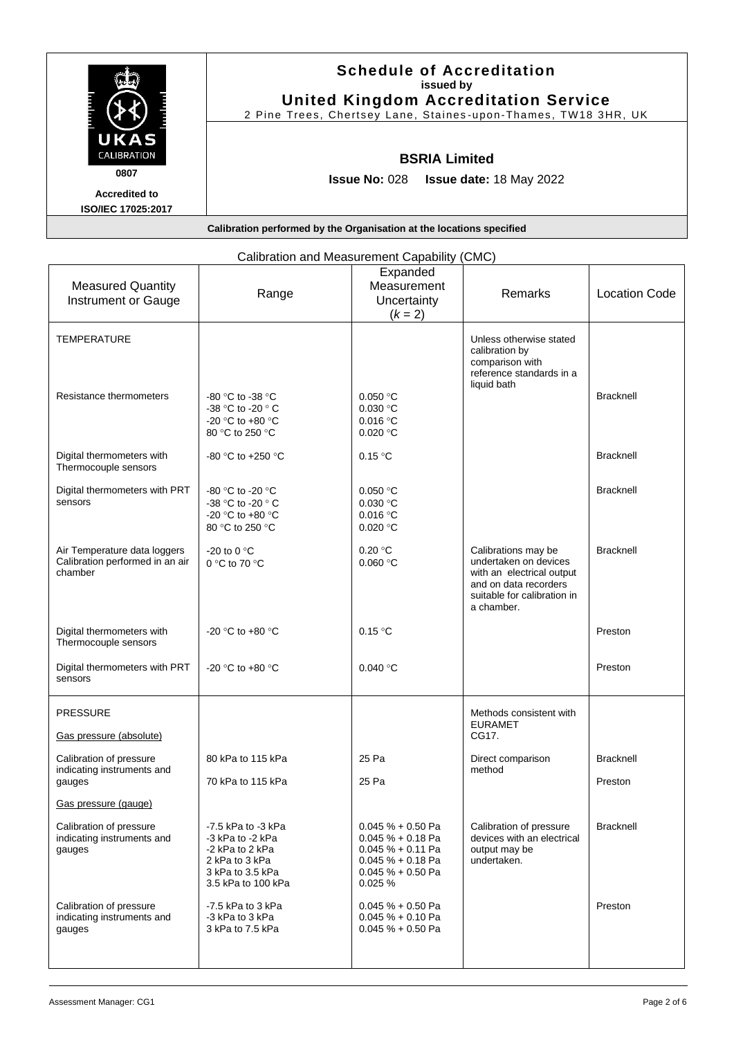# Schedule of Accreditation

**issued by**

**United Kingdom Accreditation Service**

2 Pine Trees, Chertsey Lane, Staines-upon-Thames, TW18 3HR, UK

UKAS CALIBRATION

**0807**

**Accredited to ISO/IEC 17025:2017**

## BSRIA Limited

**Issue No:** 028 **Issue date:** 18 May 2022

**Calibration performed by the Organisation at the locations specified**

Calibration and Measurement Capability (CMC)

| Measured Quantity Instrument or Gauge | Range | Expanded Measurement Uncertainty ($k = 2$) | Remarks | Location Code |
|---|---|---|---|---|
| TEMPERATURE | | | Unless otherwise stated calibration by comparison with reference standards in a liquid bath | |
| Resistance thermometers | -80 °C to -38 °C<br>-38 °C to -20 ° C<br>-20 °C to +80 °C<br>80 °C to 250 °C | 0.050 °C<br>0.030 °C<br>0.016 °C<br>0.020 °C | | Bracknell |
| Digital thermometers with Thermocouple sensors | -80 °C to +250 °C | 0.15 °C | | Bracknell |
| Digital thermometers with PRT sensors | -80 °C to -20 °C<br>-38 °C to -20 ° C<br>-20 °C to +80 °C<br>80 °C to 250 °C | 0.050 °C<br>0.030 °C<br>0.016 °C<br>0.020 °C | | Bracknell |
| Air Temperature data loggers Calibration performed in an air chamber | -20 to 0 °C<br>0 °C to 70 °C | 0.20 °C<br>0.060 °C | Calibrations may be undertaken on devices with an electrical output and on data recorders suitable for calibration in a chamber. | Bracknell |
| Digital thermometers with Thermocouple sensors | -20 °C to +80 °C | 0.15 °C | | Preston |
| Digital thermometers with PRT sensors | -20 °C to +80 °C | 0.040 °C | | Preston |
| PRESSURE | | | Methods consistent with EURAMET CG17. | |
| Gas pressure (absolute) | | | | |
| Calibration of pressure indicating instruments and gauges | 80 kPa to 115 kPa<br>70 kPa to 115 kPa | 25 Pa<br>25 Pa | Direct comparison method | Bracknell<br>Preston |
| Gas pressure (gauge) | | | | |
| Calibration of pressure indicating instruments and gauges | -7.5 kPa to -3 kPa<br>-3 kPa to -2 kPa<br>-2 kPa to 2 kPa<br>2 kPa to 3 kPa<br>3 kPa to 3.5 kPa<br>3.5 kPa to 100 kPa | 0.045 % + 0.50 Pa<br>0.045 % + 0.18 Pa<br>0.045 % + 0.11 Pa<br>0.045 % + 0.18 Pa<br>0.045 % + 0.50 Pa<br>0.025 % | Calibration of pressure devices with an electrical output may be undertaken. | Bracknell |
| Calibration of pressure indicating instruments and gauges | -7.5 kPa to 3 kPa<br>-3 kPa to 3 kPa<br>3 kPa to 7.5 kPa | 0.045 % + 0.50 Pa<br>0.045 % + 0.10 Pa<br>0.045 % + 0.50 Pa | | Preston |

Assessment Manager: CG1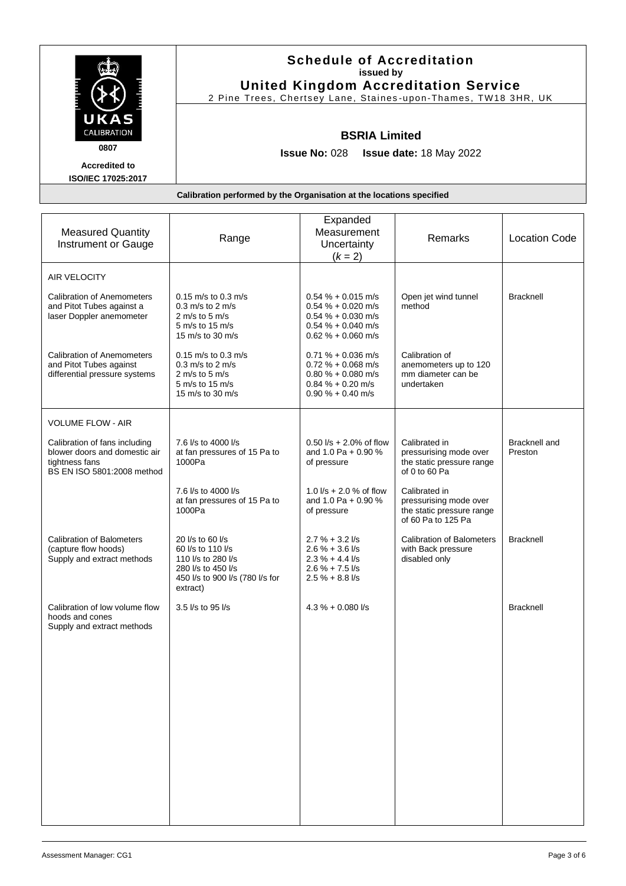# Schedule of Accreditation
**issued by**
## United Kingdom Accreditation Service
2 Pine Trees, Chertsey Lane, Staines-upon-Thames, TW18 3HR, UK

UKAS CALIBRATION
0807
**Accredited to ISO/IEC 17025:2017**

## BSRIA Limited

**Issue No:** 028 **Issue date:** 18 May 2022

**Calibration performed by the Organisation at the locations specified**

| Measured Quantity Instrument or Gauge | Range | Expanded Measurement Uncertainty ($k$ = 2) | Remarks | Location Code |
|---|---|---|---|---|
| AIR VELOCITY | | | | |
| Calibration of Anemometers and Pitot Tubes against a laser Doppler anemometer | 0.15 m/s to 0.3 m/s<br>0.3 m/s to 2 m/s<br>2 m/s to 5 m/s<br>5 m/s to 15 m/s<br>15 m/s to 30 m/s | 0.54 % + 0.015 m/s<br>0.54 % + 0.020 m/s<br>0.54 % + 0.030 m/s<br>0.54 % + 0.040 m/s<br>0.62 % + 0.060 m/s | Open jet wind tunnel method | Bracknell |
| Calibration of Anemometers and Pitot Tubes against differential pressure systems | 0.15 m/s to 0.3 m/s<br>0.3 m/s to 2 m/s<br>2 m/s to 5 m/s<br>5 m/s to 15 m/s<br>15 m/s to 30 m/s | 0.71 % + 0.036 m/s<br>0.72 % + 0.068 m/s<br>0.80 % + 0.080 m/s<br>0.84 % + 0.20 m/s<br>0.90 % + 0.40 m/s | Calibration of anemometers up to 120 mm diameter can be undertaken | |
| VOLUME FLOW - AIR | | | | |
| Calibration of fans including blower doors and domestic air tightness fans<br>BS EN ISO 5801:2008 method | 7.6 l/s to 4000 l/s at fan pressures of 15 Pa to 1000Pa | 0.50 l/s + 2.0% of flow and 1.0 Pa + 0.90 % of pressure | Calibrated in pressurising mode over the static pressure range of 0 to 60 Pa | Bracknell and Preston |
| | 7.6 l/s to 4000 l/s at fan pressures of 15 Pa to 1000Pa | 1.0 l/s + 2.0 % of flow and 1.0 Pa + 0.90 % of pressure | Calibrated in pressurising mode over the static pressure range of 60 Pa to 125 Pa | |
| Calibration of Balometers (capture flow hoods)<br>Supply and extract methods | 20 l/s to 60 l/s<br>60 l/s to 110 l/s<br>110 l/s to 280 l/s<br>280 l/s to 450 l/s<br>450 l/s to 900 l/s (780 l/s for extract) | 2.7 % + 3.2 l/s<br>2.6 % + 3.6 l/s<br>2.3 % + 4.4 l/s<br>2.6 % + 7.5 l/s<br>2.5 % + 8.8 l/s | Calibration of Balometers with Back pressure disabled only | Bracknell |
| Calibration of low volume flow hoods and cones<br>Supply and extract methods | 3.5 l/s to 95 l/s | 4.3 % + 0.080 l/s | | Bracknell |

Assessment Manager: CG1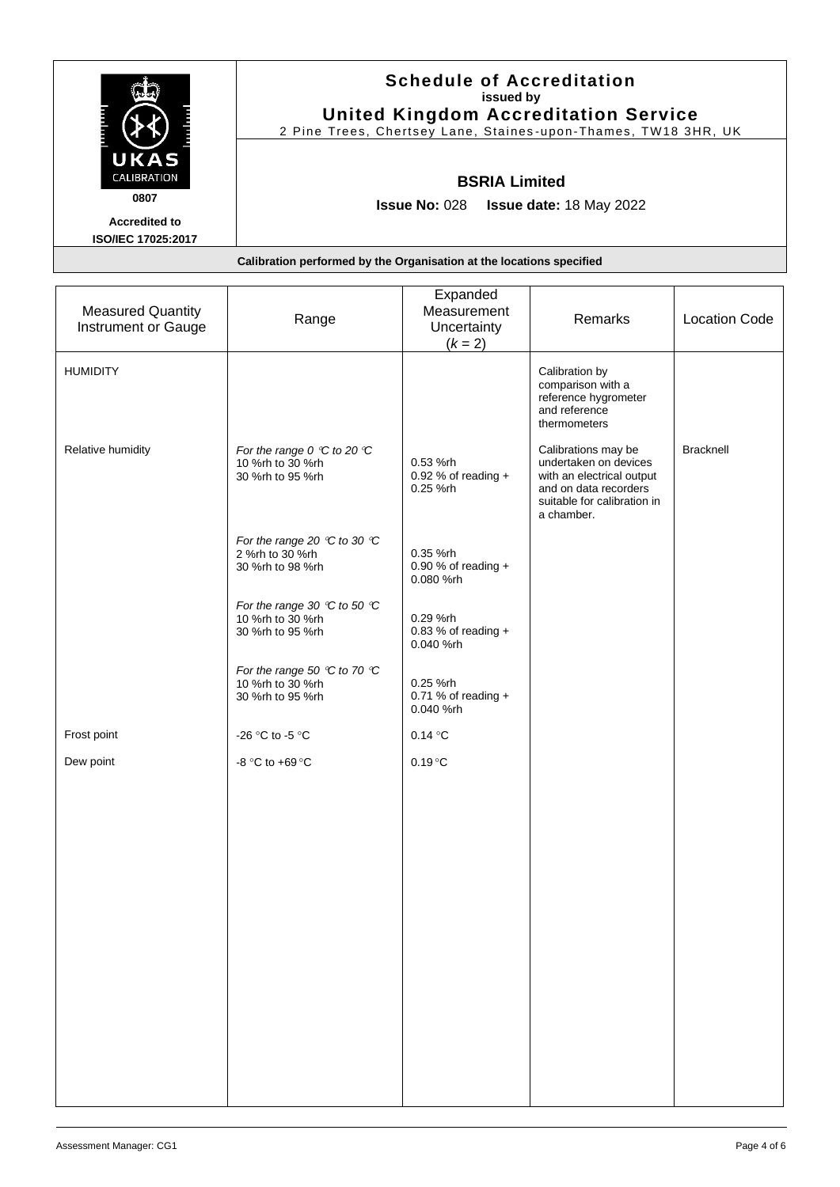# Schedule of Accreditation

**issued by**

**United Kingdom Accreditation Service**

2 Pine Trees, Chertsey Lane, Staines-upon-Thames, TW18 3HR, UK

UKAS CALIBRATION

**0807**

**Accredited to ISO/IEC 17025:2017**

## BSRIA Limited

**Issue No:** 028 **Issue date:** 18 May 2022

**Calibration performed by the Organisation at the locations specified**

| Measured Quantity Instrument or Gauge | Range | Expanded Measurement Uncertainty ($k$ = 2) | Remarks | Location Code |
|---|---|---|---|---|
| HUMIDITY | | | Calibration by comparison with a reference hygrometer and reference thermometers | |
| Relative humidity | *For the range 0 °C to 20 °C* | | Calibrations may be undertaken on devices with an electrical output and on data recorders suitable for calibration in a chamber. | Bracknell |
| | 10 %rh to 30 %rh | 0.53 %rh | | |
| | 30 %rh to 95 %rh | 0.92 % of reading + 0.25 %rh | | |
| | *For the range 20 °C to 30 °C* | | | |
| | 2 %rh to 30 %rh | 0.35 %rh | | |
| | 30 %rh to 98 %rh | 0.90 % of reading + 0.080 %rh | | |
| | *For the range 30 °C to 50 °C* | | | |
| | 10 %rh to 30 %rh | 0.29 %rh | | |
| | 30 %rh to 95 %rh | 0.83 % of reading + 0.040 %rh | | |
| | *For the range 50 °C to 70 °C* | | | |
| | 10 %rh to 30 %rh | 0.25 %rh | | |
| | 30 %rh to 95 %rh | 0.71 % of reading + 0.040 %rh | | |
| Frost point | -26 °C to -5 °C | 0.14 °C | | |
| Dew point | -8 °C to +69 °C | 0.19 °C | | |

Assessment Manager: CG1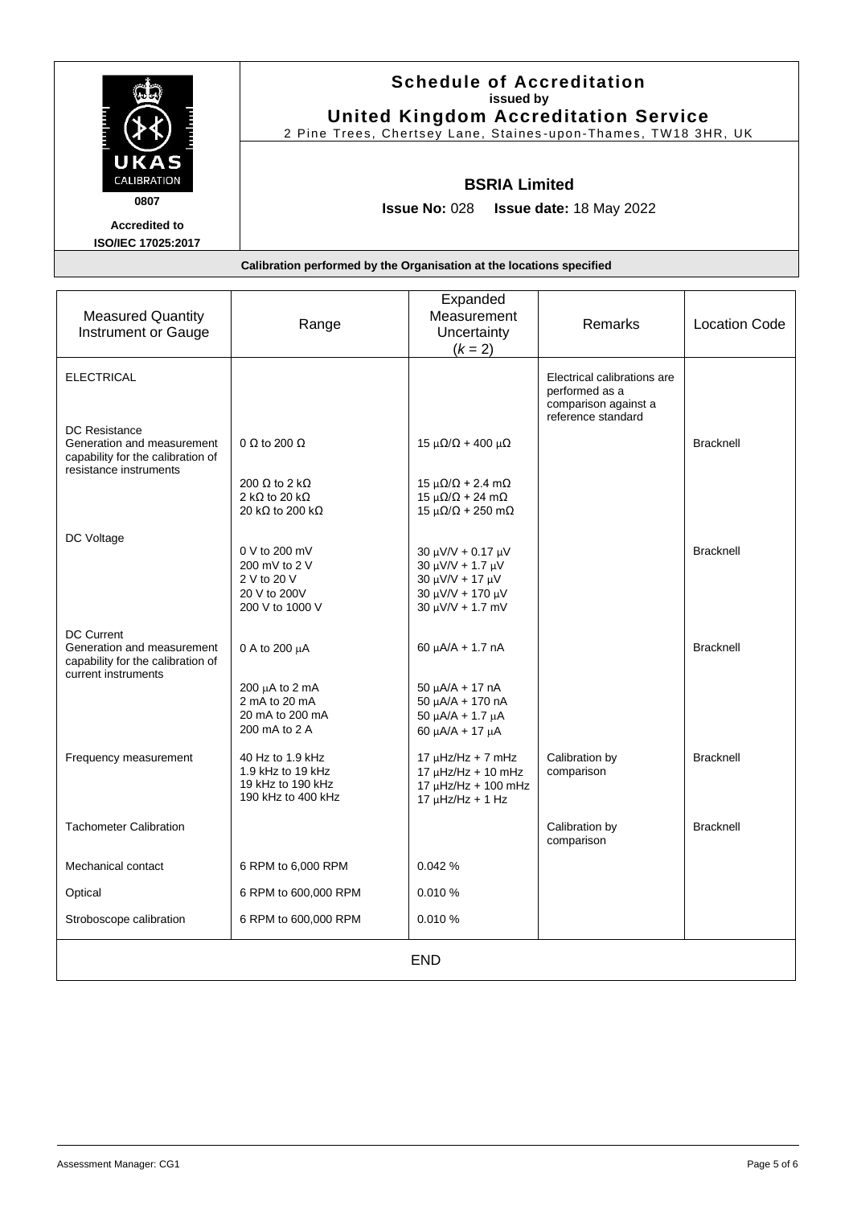**Schedule of Accreditation**
issued by
**United Kingdom Accreditation Service**
2 Pine Trees, Chertsey Lane, Staines-upon-Thames, TW18 3HR, UK

UKAS CALIBRATION
0807

**Accredited to ISO/IEC 17025:2017**

**BSRIA Limited**

**Issue No:** 028 **Issue date:** 18 May 2022

**Calibration performed by the Organisation at the locations specified**

| Measured Quantity Instrument or Gauge | Range | Expanded Measurement Uncertainty ($k = 2$) | Remarks | Location Code |
|---|---|---|---|---|
| ELECTRICAL | | | Electrical calibrations are performed as a comparison against a reference standard | |
| DC Resistance<br>Generation and measurement capability for the calibration of resistance instruments | 0 Ω to 200 Ω | 15 μΩ/Ω + 400 μΩ | | Bracknell |
| | 200 Ω to 2 kΩ<br>2 kΩ to 20 kΩ<br>20 kΩ to 200 kΩ | 15 μΩ/Ω + 2.4 mΩ<br>15 μΩ/Ω + 24 mΩ<br>15 μΩ/Ω + 250 mΩ | | |
| DC Voltage | 0 V to 200 mV<br>200 mV to 2 V<br>2 V to 20 V<br>20 V to 200V<br>200 V to 1000 V | 30 μV/V + 0.17 μV<br>30 μV/V + 1.7 μV<br>30 μV/V + 17 μV<br>30 μV/V + 170 μV<br>30 μV/V + 1.7 mV | | Bracknell |
| DC Current<br>Generation and measurement capability for the calibration of current instruments | 0 A to 200 μA | 60 μA/A + 1.7 nA | | Bracknell |
| | 200 μA to 2 mA<br>2 mA to 20 mA<br>20 mA to 200 mA<br>200 mA to 2 A | 50 μA/A + 17 nA<br>50 μA/A + 170 nA<br>50 μA/A + 1.7 μA<br>60 μA/A + 17 μA | | |
| Frequency measurement | 40 Hz to 1.9 kHz<br>1.9 kHz to 19 kHz<br>19 kHz to 190 kHz<br>190 kHz to 400 kHz | 17 μHz/Hz + 7 mHz<br>17 μHz/Hz + 10 mHz<br>17 μHz/Hz + 100 mHz<br>17 μHz/Hz + 1 Hz | Calibration by comparison | Bracknell |
| Tachometer Calibration | | | Calibration by comparison | Bracknell |
| Mechanical contact | 6 RPM to 6,000 RPM | 0.042 % | | |
| Optical | 6 RPM to 600,000 RPM | 0.010 % | | |
| Stroboscope calibration | 6 RPM to 600,000 RPM | 0.010 % | | |

END

Assessment Manager: CG1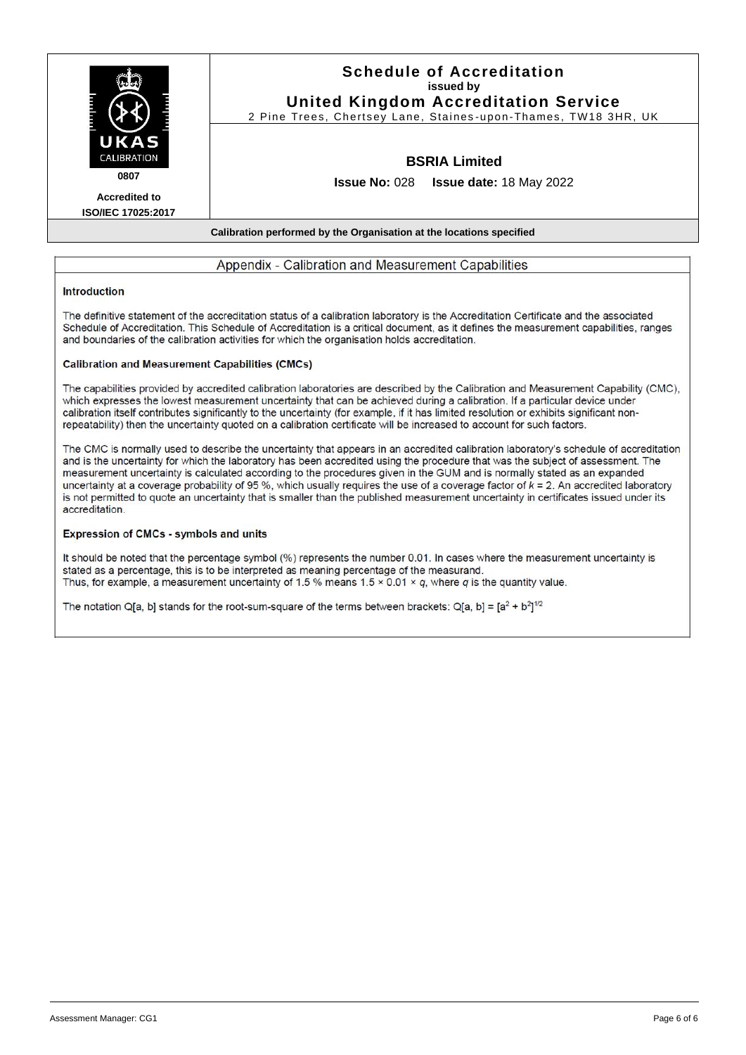# Schedule of Accreditation

issued by

## United Kingdom Accreditation Service

2 Pine Trees, Chertsey Lane, Staines-upon-Thames, TW18 3HR, UK

0807

Accredited to ISO/IEC 17025:2017

**BSRIA Limited**

**Issue No:** 028 **Issue date:** 18 May 2022

**Calibration performed by the Organisation at the locations specified**

## Appendix - Calibration and Measurement Capabilities

### Introduction

The definitive statement of the accreditation status of a calibration laboratory is the Accreditation Certificate and the associated Schedule of Accreditation. This Schedule of Accreditation is a critical document, as it defines the measurement capabilities, ranges and boundaries of the calibration activities for which the organisation holds accreditation.

### Calibration and Measurement Capabilities (CMCs)

The capabilities provided by accredited calibration laboratories are described by the Calibration and Measurement Capability (CMC), which expresses the lowest measurement uncertainty that can be achieved during a calibration. If a particular device under calibration itself contributes significantly to the uncertainty (for example, if it has limited resolution or exhibits significant non-repeatability) then the uncertainty quoted on a calibration certificate will be increased to account for such factors.

The CMC is normally used to describe the uncertainty that appears in an accredited calibration laboratory's schedule of accreditation and is the uncertainty for which the laboratory has been accredited using the procedure that was the subject of assessment. The measurement uncertainty is calculated according to the procedures given in the GUM and is normally stated as an expanded uncertainty at a coverage probability of 95 %, which usually requires the use of a coverage factor of $k = 2$. An accredited laboratory is not permitted to quote an uncertainty that is smaller than the published measurement uncertainty in certificates issued under its accreditation.

### Expression of CMCs - symbols and units

It should be noted that the percentage symbol (%) represents the number 0.01. In cases where the measurement uncertainty is stated as a percentage, this is to be interpreted as meaning percentage of the measurand.
Thus, for example, a measurement uncertainty of 1.5 % means $1.5 \times 0.01 \times q$, where $q$ is the quantity value.

The notation Q[a, b] stands for the root-sum-square of the terms between brackets: $Q[a, b] = [a^2 + b^2]^{1/2}$

Assessment Manager: CG1